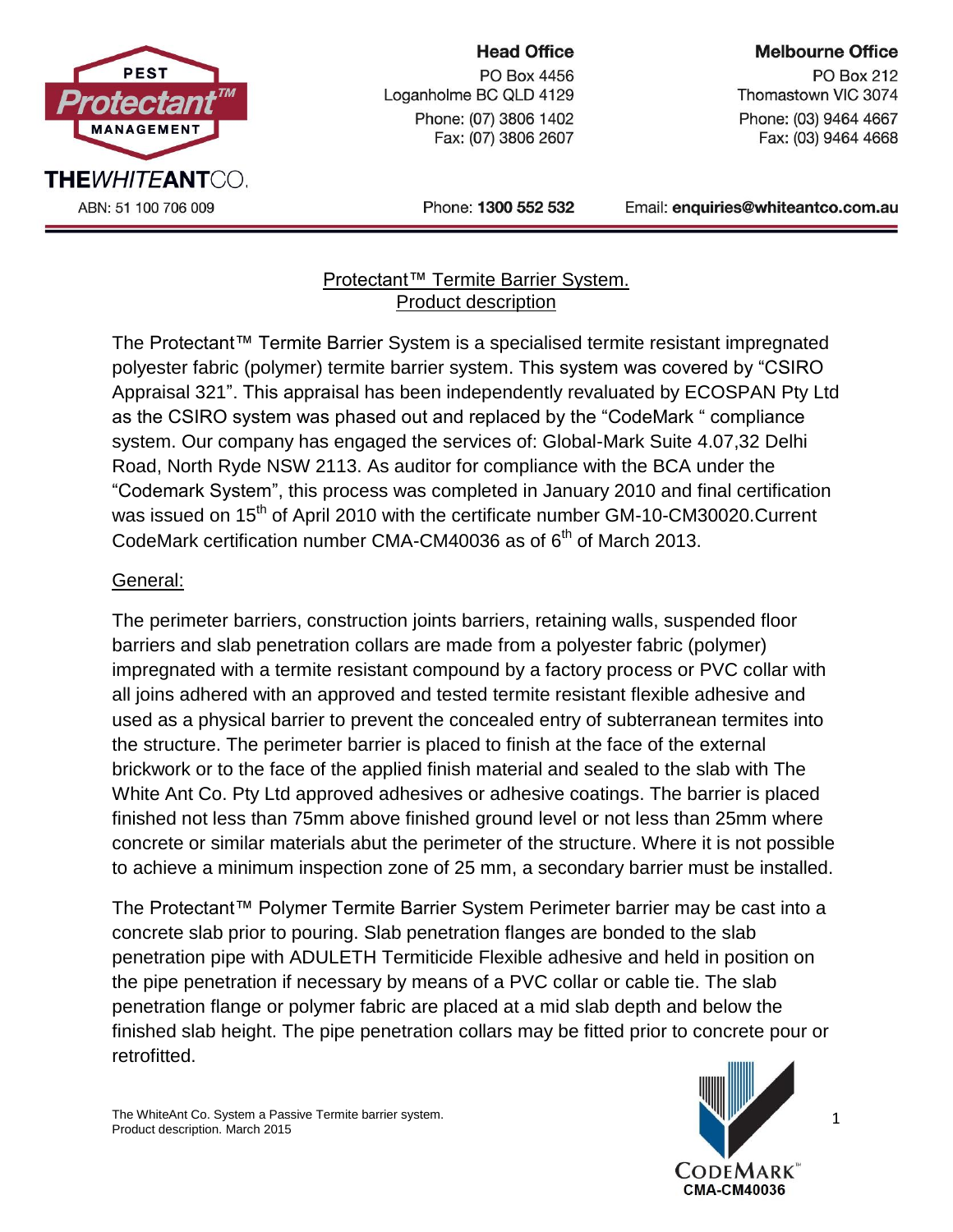**Head Office**
PO Box 4456
Loganholme BC QLD 4129
Phone: (07) 3806 1402
Fax: (07) 3806 2607

**Melbourne Office**
PO Box 212
Thomastown VIC 3074
Phone: (03) 9464 4667
Fax: (03) 9464 4668

ABN: 51 100 706 009

Phone: **1300 552 532**

Email: **enquiries@whiteantco.com.au**

# Protectant™ Termite Barrier System. Product description

The Protectant™ Termite Barrier System is a specialised termite resistant impregnated polyester fabric (polymer) termite barrier system. This system was covered by "CSIRO Appraisal 321". This appraisal has been independently revaluated by ECOSPAN Pty Ltd as the CSIRO system was phased out and replaced by the "CodeMark " compliance system. Our company has engaged the services of: Global-Mark Suite 4.07,32 Delhi Road, North Ryde NSW 2113. As auditor for compliance with the BCA under the "Codemark System", this process was completed in January 2010 and final certification was issued on 15th of April 2010 with the certificate number GM-10-CM30020.Current CodeMark certification number CMA-CM40036 as of 6th of March 2013.

## General:

The perimeter barriers, construction joints barriers, retaining walls, suspended floor barriers and slab penetration collars are made from a polyester fabric (polymer) impregnated with a termite resistant compound by a factory process or PVC collar with all joins adhered with an approved and tested termite resistant flexible adhesive and used as a physical barrier to prevent the concealed entry of subterranean termites into the structure. The perimeter barrier is placed to finish at the face of the external brickwork or to the face of the applied finish material and sealed to the slab with The White Ant Co. Pty Ltd approved adhesives or adhesive coatings. The barrier is placed finished not less than 75mm above finished ground level or not less than 25mm where concrete or similar materials abut the perimeter of the structure. Where it is not possible to achieve a minimum inspection zone of 25 mm, a secondary barrier must be installed.

The Protectant™ Polymer Termite Barrier System Perimeter barrier may be cast into a concrete slab prior to pouring. Slab penetration flanges are bonded to the slab penetration pipe with ADULETH Termiticide Flexible adhesive and held in position on the pipe penetration if necessary by means of a PVC collar or cable tie. The slab penetration flange or polymer fabric are placed at a mid slab depth and below the finished slab height. The pipe penetration collars may be fitted prior to concrete pour or retrofitted.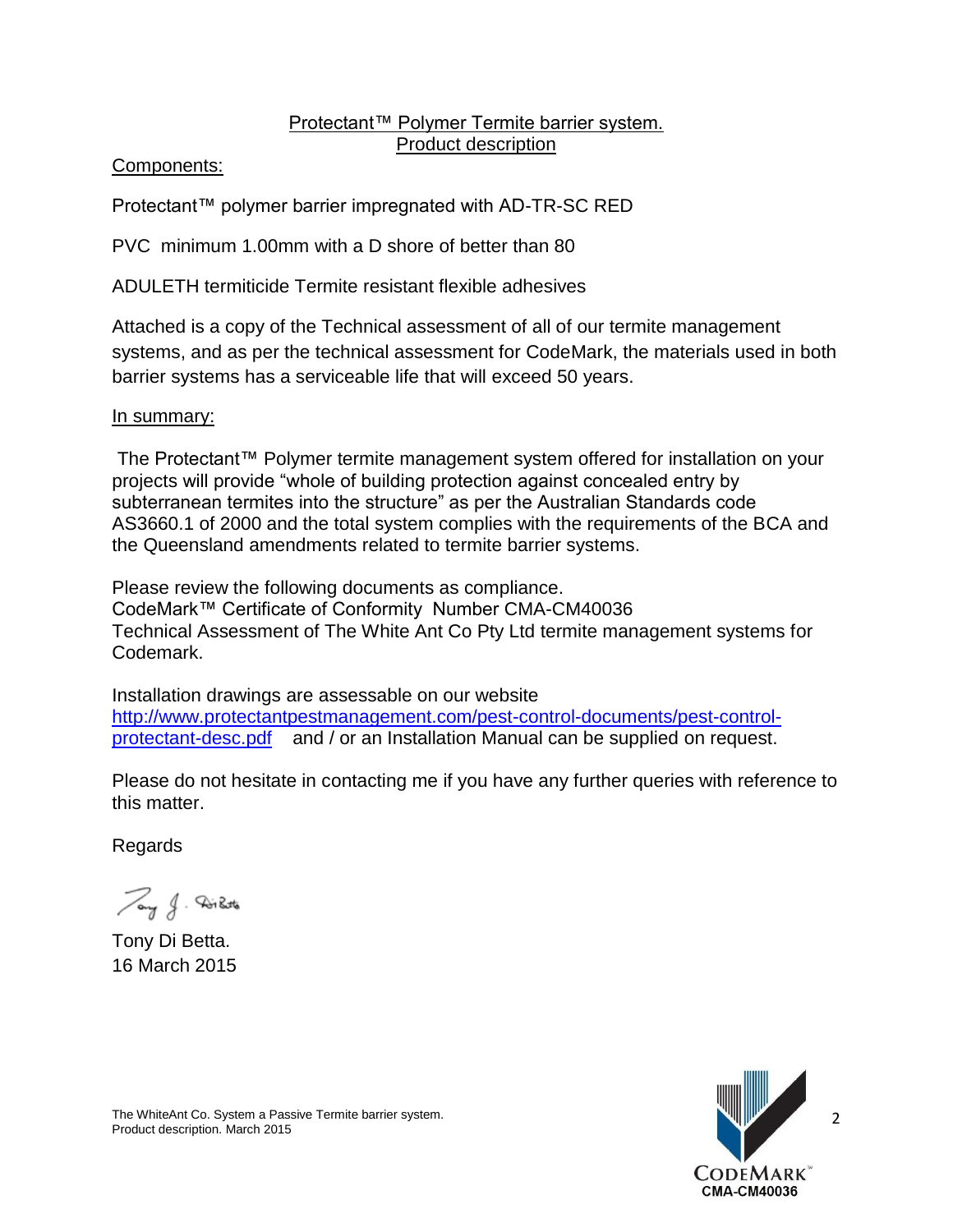Protectant™ Polymer Termite barrier system.
Product description

Components:

Protectant™ polymer barrier impregnated with AD-TR-SC RED

PVC minimum 1.00mm with a D shore of better than 80

ADULETH termiticide Termite resistant flexible adhesives

Attached is a copy of the Technical assessment of all of our termite management systems, and as per the technical assessment for CodeMark, the materials used in both barrier systems has a serviceable life that will exceed 50 years.

In summary:

The Protectant™ Polymer termite management system offered for installation on your projects will provide "whole of building protection against concealed entry by subterranean termites into the structure" as per the Australian Standards code AS3660.1 of 2000 and the total system complies with the requirements of the BCA and the Queensland amendments related to termite barrier systems.

Please review the following documents as compliance.
CodeMark™ Certificate of Conformity Number CMA-CM40036
Technical Assessment of The White Ant Co Pty Ltd termite management systems for Codemark.

Installation drawings are assessable on our website [http://www.protectantpestmanagement.com/pest-control-documents/pest-control-protectant-desc.pdf](http://www.protectantpestmanagement.com/pest-control-documents/pest-control-protectant-desc.pdf) and / or an Installation Manual can be supplied on request.

Please do not hesitate in contacting me if you have any further queries with reference to this matter.

Regards

Tony Di Betta.
16 March 2015

The WhiteAnt Co. System a Passive Termite barrier system.
Product description. March 2015

CODEMARK™
CMA-CM40036